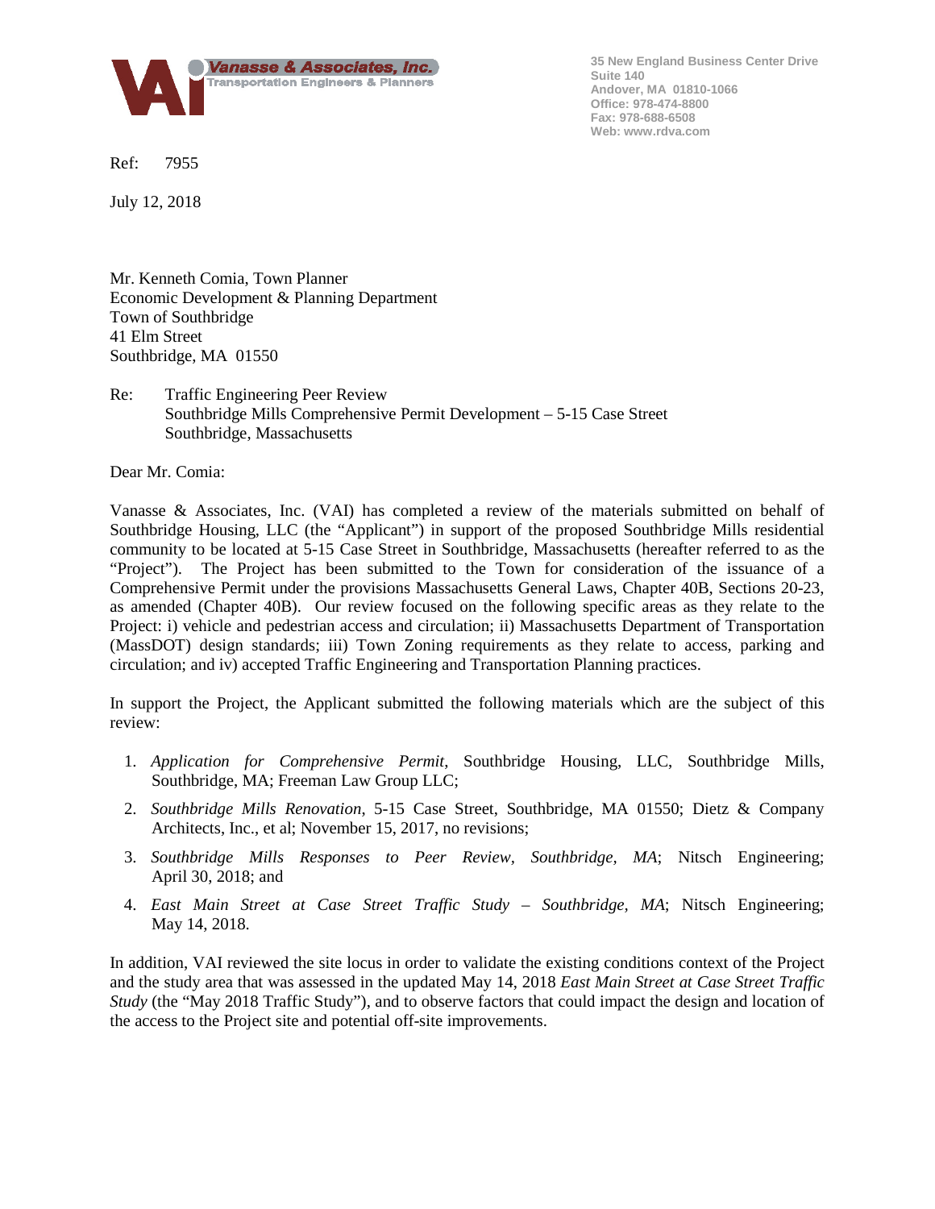Vanasse & Associates, Inc.
Transportation Engineers & Planners

35 New England Business Center Drive
Suite 140
Andover, MA 01810-1066
Office: 978-474-8800
Fax: 978-688-6508
Web: www.rdva.com

Ref: 7955

July 12, 2018

Mr. Kenneth Comia, Town Planner
Economic Development & Planning Department
Town of Southbridge
41 Elm Street
Southbridge, MA 01550

Re: Traffic Engineering Peer Review
Southbridge Mills Comprehensive Permit Development – 5-15 Case Street
Southbridge, Massachusetts

Dear Mr. Comia:

Vanasse & Associates, Inc. (VAI) has completed a review of the materials submitted on behalf of Southbridge Housing, LLC (the "Applicant") in support of the proposed Southbridge Mills residential community to be located at 5-15 Case Street in Southbridge, Massachusetts (hereafter referred to as the "Project"). The Project has been submitted to the Town for consideration of the issuance of a Comprehensive Permit under the provisions Massachusetts General Laws, Chapter 40B, Sections 20-23, as amended (Chapter 40B). Our review focused on the following specific areas as they relate to the Project: i) vehicle and pedestrian access and circulation; ii) Massachusetts Department of Transportation (MassDOT) design standards; iii) Town Zoning requirements as they relate to access, parking and circulation; and iv) accepted Traffic Engineering and Transportation Planning practices.

In support the Project, the Applicant submitted the following materials which are the subject of this review:

1. *Application for Comprehensive Permit*, Southbridge Housing, LLC, Southbridge Mills, Southbridge, MA; Freeman Law Group LLC;
2. *Southbridge Mills Renovation*, 5-15 Case Street, Southbridge, MA 01550; Dietz & Company Architects, Inc., et al; November 15, 2017, no revisions;
3. *Southbridge Mills Responses to Peer Review, Southbridge, MA*; Nitsch Engineering; April 30, 2018; and
4. *East Main Street at Case Street Traffic Study – Southbridge, MA*; Nitsch Engineering; May 14, 2018.

In addition, VAI reviewed the site locus in order to validate the existing conditions context of the Project and the study area that was assessed in the updated May 14, 2018 *East Main Street at Case Street Traffic Study* (the "May 2018 Traffic Study"), and to observe factors that could impact the design and location of the access to the Project site and potential off-site improvements.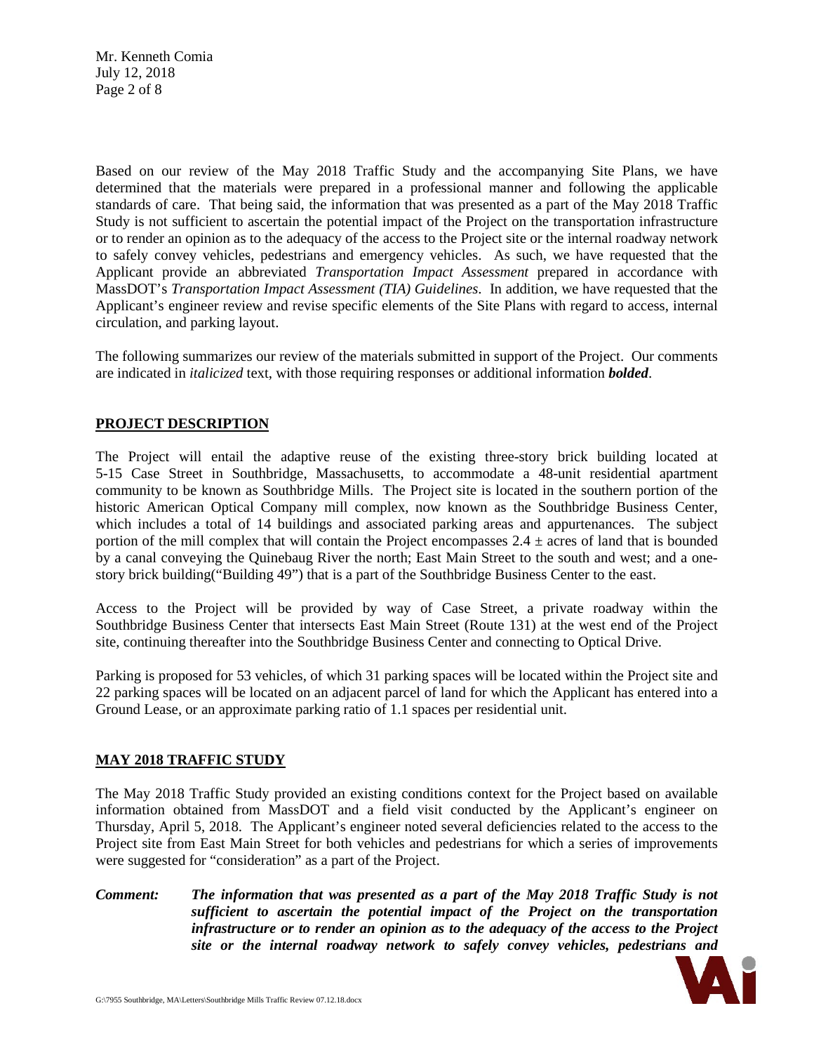Based on our review of the May 2018 Traffic Study and the accompanying Site Plans, we have determined that the materials were prepared in a professional manner and following the applicable standards of care. That being said, the information that was presented as a part of the May 2018 Traffic Study is not sufficient to ascertain the potential impact of the Project on the transportation infrastructure or to render an opinion as to the adequacy of the access to the Project site or the internal roadway network to safely convey vehicles, pedestrians and emergency vehicles. As such, we have requested that the Applicant provide an abbreviated *Transportation Impact Assessment* prepared in accordance with MassDOT's *Transportation Impact Assessment (TIA) Guidelines*. In addition, we have requested that the Applicant's engineer review and revise specific elements of the Site Plans with regard to access, internal circulation, and parking layout.

The following summarizes our review of the materials submitted in support of the Project. Our comments are indicated in *italicized* text, with those requiring responses or additional information ***bolded***.

## PROJECT DESCRIPTION

The Project will entail the adaptive reuse of the existing three-story brick building located at 5-15 Case Street in Southbridge, Massachusetts, to accommodate a 48-unit residential apartment community to be known as Southbridge Mills. The Project site is located in the southern portion of the historic American Optical Company mill complex, now known as the Southbridge Business Center, which includes a total of 14 buildings and associated parking areas and appurtenances. The subject portion of the mill complex that will contain the Project encompasses 2.4 ± acres of land that is bounded by a canal conveying the Quinebaug River the north; East Main Street to the south and west; and a one-story brick building("Building 49") that is a part of the Southbridge Business Center to the east.

Access to the Project will be provided by way of Case Street, a private roadway within the Southbridge Business Center that intersects East Main Street (Route 131) at the west end of the Project site, continuing thereafter into the Southbridge Business Center and connecting to Optical Drive.

Parking is proposed for 53 vehicles, of which 31 parking spaces will be located within the Project site and 22 parking spaces will be located on an adjacent parcel of land for which the Applicant has entered into a Ground Lease, or an approximate parking ratio of 1.1 spaces per residential unit.

## MAY 2018 TRAFFIC STUDY

The May 2018 Traffic Study provided an existing conditions context for the Project based on available information obtained from MassDOT and a field visit conducted by the Applicant's engineer on Thursday, April 5, 2018. The Applicant's engineer noted several deficiencies related to the access to the Project site from East Main Street for both vehicles and pedestrians for which a series of improvements were suggested for "consideration" as a part of the Project.

*Comment:* ***The information that was presented as a part of the May 2018 Traffic Study is not sufficient to ascertain the potential impact of the Project on the transportation infrastructure or to render an opinion as to the adequacy of the access to the Project site or the internal roadway network to safely convey vehicles, pedestrians and***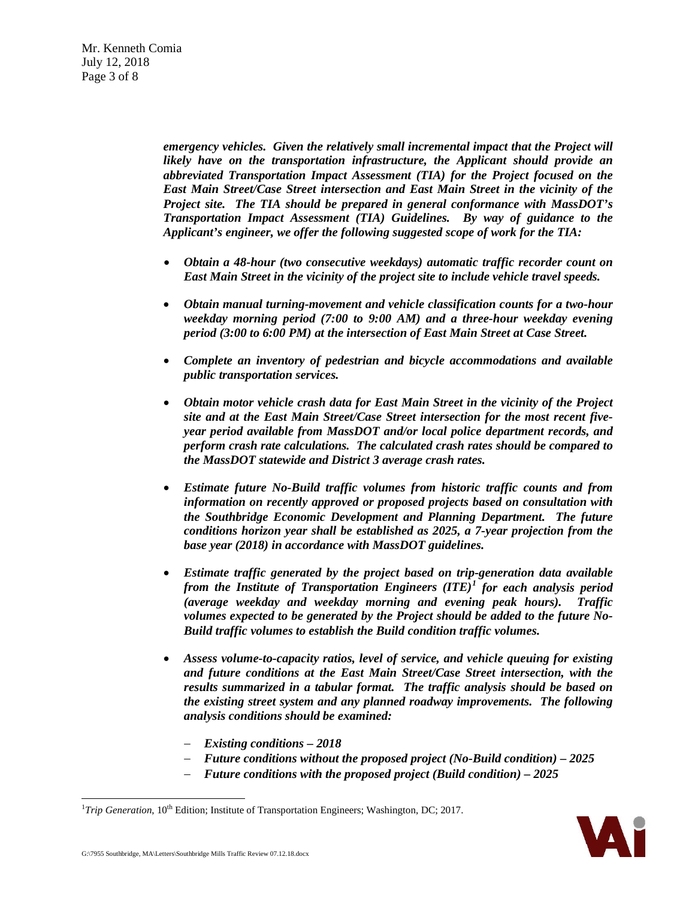***emergency vehicles. Given the relatively small incremental impact that the Project will likely have on the transportation infrastructure, the Applicant should provide an abbreviated Transportation Impact Assessment (TIA) for the Project focused on the East Main Street/Case Street intersection and East Main Street in the vicinity of the Project site. The TIA should be prepared in general conformance with MassDOT's Transportation Impact Assessment (TIA) Guidelines. By way of guidance to the Applicant's engineer, we offer the following suggested scope of work for the TIA:***

- ***Obtain a 48-hour (two consecutive weekdays) automatic traffic recorder count on East Main Street in the vicinity of the project site to include vehicle travel speeds.***
- ***Obtain manual turning-movement and vehicle classification counts for a two-hour weekday morning period (7:00 to 9:00 AM) and a three-hour weekday evening period (3:00 to 6:00 PM) at the intersection of East Main Street at Case Street.***
- ***Complete an inventory of pedestrian and bicycle accommodations and available public transportation services.***
- ***Obtain motor vehicle crash data for East Main Street in the vicinity of the Project site and at the East Main Street/Case Street intersection for the most recent five-year period available from MassDOT and/or local police department records, and perform crash rate calculations. The calculated crash rates should be compared to the MassDOT statewide and District 3 average crash rates.***
- ***Estimate future No-Build traffic volumes from historic traffic counts and from information on recently approved or proposed projects based on consultation with the Southbridge Economic Development and Planning Department. The future conditions horizon year shall be established as 2025, a 7-year projection from the base year (2018) in accordance with MassDOT guidelines.***
- ***Estimate traffic generated by the project based on trip-generation data available from the Institute of Transportation Engineers (ITE)[1] for each analysis period (average weekday and weekday morning and evening peak hours). Traffic volumes expected to be generated by the Project should be added to the future No-Build traffic volumes to establish the Build condition traffic volumes.***
- ***Assess volume-to-capacity ratios, level of service, and vehicle queuing for existing and future conditions at the East Main Street/Case Street intersection, with the results summarized in a tabular format. The traffic analysis should be based on the existing street system and any planned roadway improvements. The following analysis conditions should be examined:***
  - ***Existing conditions – 2018***
  - ***Future conditions without the proposed project (No-Build condition) – 2025***
  - ***Future conditions with the proposed project (Build condition) – 2025***

---

[1] *Trip Generation*, 10th Edition; Institute of Transportation Engineers; Washington, DC; 2017.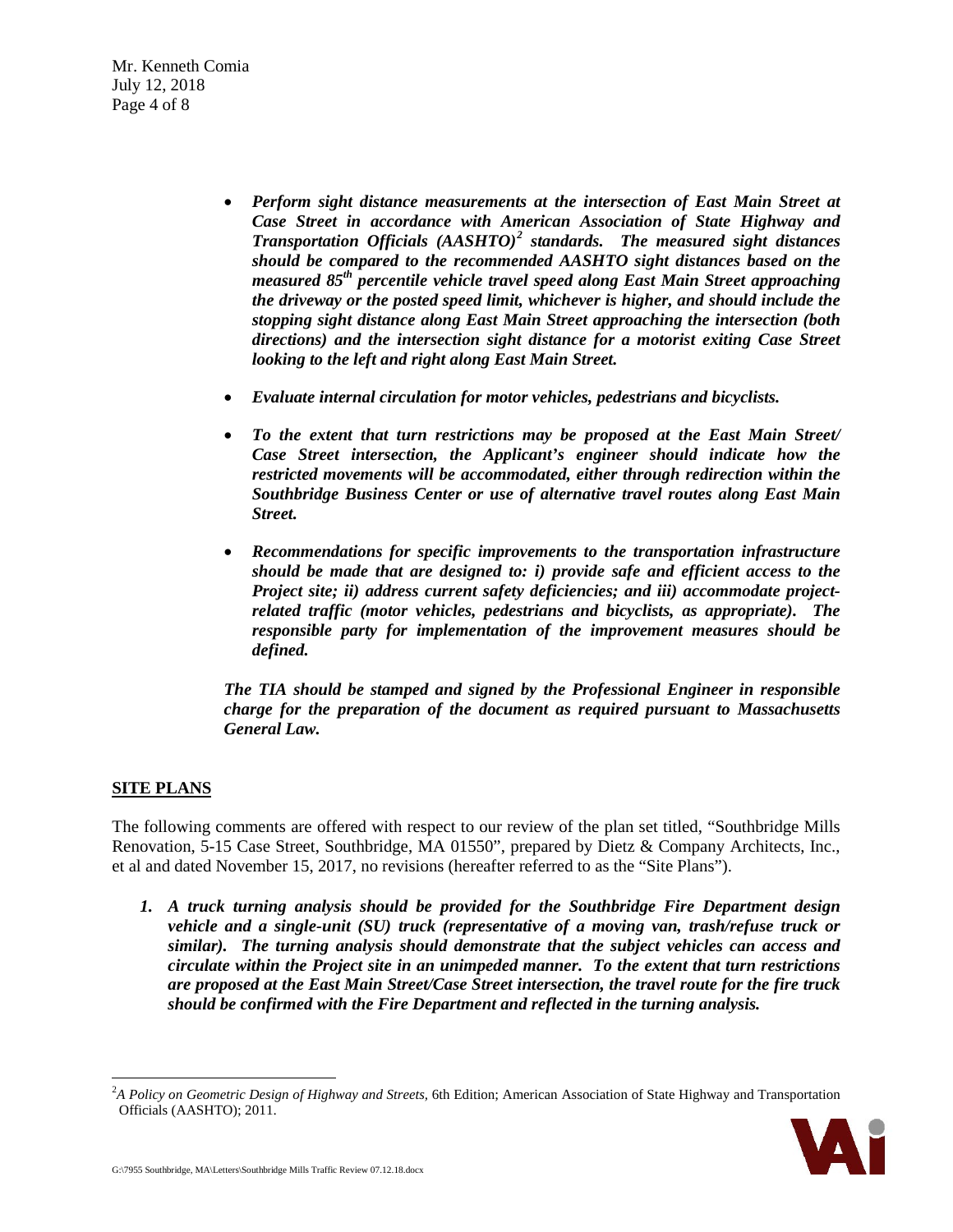- ***Perform sight distance measurements at the intersection of East Main Street at Case Street in accordance with American Association of State Highway and Transportation Officials (AASHTO)[2] standards. The measured sight distances should be compared to the recommended AASHTO sight distances based on the measured 85th percentile vehicle travel speed along East Main Street approaching the driveway or the posted speed limit, whichever is higher, and should include the stopping sight distance along East Main Street approaching the intersection (both directions) and the intersection sight distance for a motorist exiting Case Street looking to the left and right along East Main Street.***

- ***Evaluate internal circulation for motor vehicles, pedestrians and bicyclists.***

- ***To the extent that turn restrictions may be proposed at the East Main Street/ Case Street intersection, the Applicant's engineer should indicate how the restricted movements will be accommodated, either through redirection within the Southbridge Business Center or use of alternative travel routes along East Main Street.***

- ***Recommendations for specific improvements to the transportation infrastructure should be made that are designed to: i) provide safe and efficient access to the Project site; ii) address current safety deficiencies; and iii) accommodate project-related traffic (motor vehicles, pedestrians and bicyclists, as appropriate). The responsible party for implementation of the improvement measures should be defined.***

***The TIA should be stamped and signed by the Professional Engineer in responsible charge for the preparation of the document as required pursuant to Massachusetts General Law.***

## SITE PLANS

The following comments are offered with respect to our review of the plan set titled, "Southbridge Mills Renovation, 5-15 Case Street, Southbridge, MA 01550", prepared by Dietz & Company Architects, Inc., et al and dated November 15, 2017, no revisions (hereafter referred to as the "Site Plans").

1. ***A truck turning analysis should be provided for the Southbridge Fire Department design vehicle and a single-unit (SU) truck (representative of a moving van, trash/refuse truck or similar). The turning analysis should demonstrate that the subject vehicles can access and circulate within the Project site in an unimpeded manner. To the extent that turn restrictions are proposed at the East Main Street/Case Street intersection, the travel route for the fire truck should be confirmed with the Fire Department and reflected in the turning analysis.***

---

[2] *A Policy on Geometric Design of Highway and Streets*, 6th Edition; American Association of State Highway and Transportation Officials (AASHTO); 2011.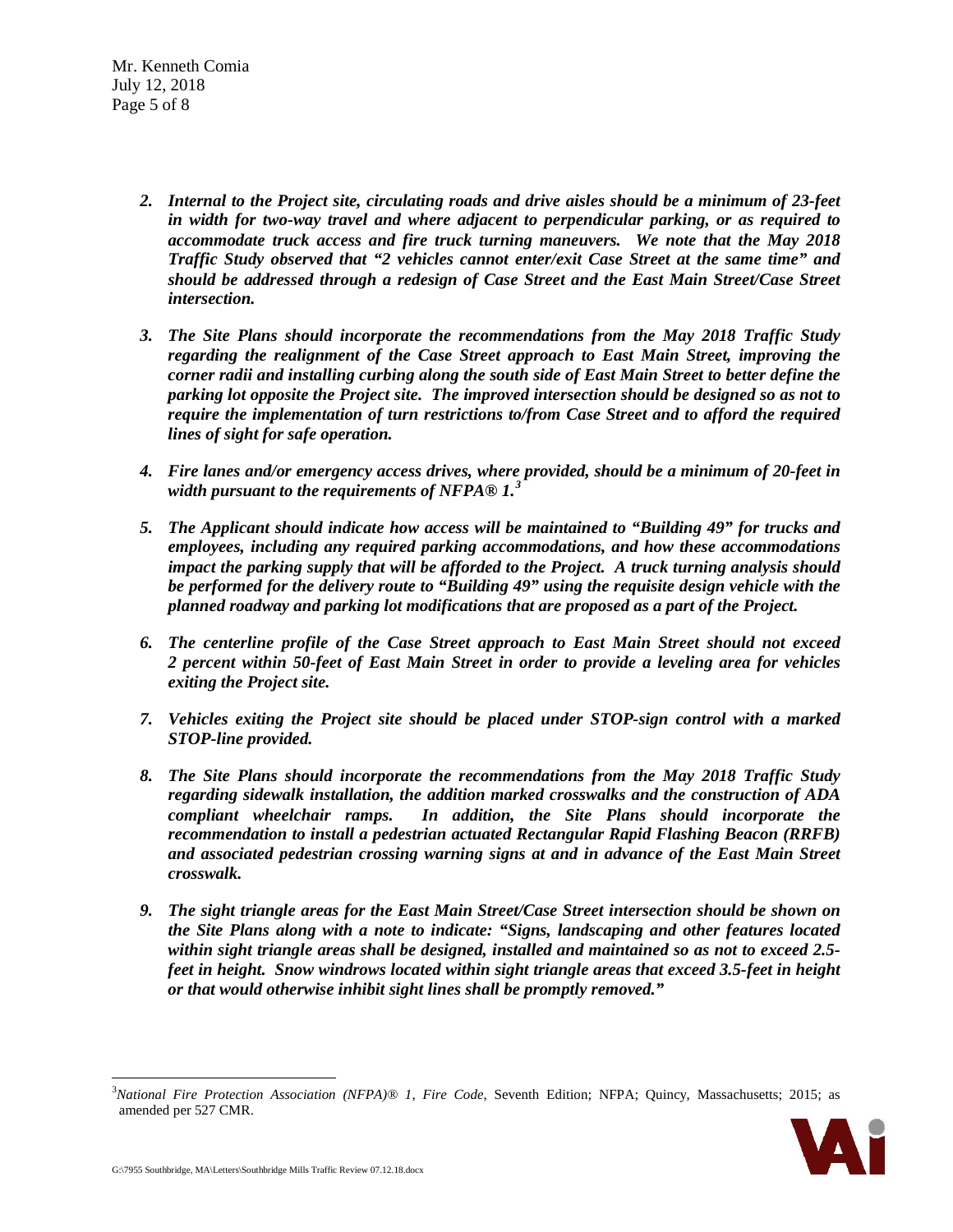2. ***Internal to the Project site, circulating roads and drive aisles should be a minimum of 23-feet in width for two-way travel and where adjacent to perpendicular parking, or as required to accommodate truck access and fire truck turning maneuvers. We note that the May 2018 Traffic Study observed that "2 vehicles cannot enter/exit Case Street at the same time" and should be addressed through a redesign of Case Street and the East Main Street/Case Street intersection.***

3. ***The Site Plans should incorporate the recommendations from the May 2018 Traffic Study regarding the realignment of the Case Street approach to East Main Street, improving the corner radii and installing curbing along the south side of East Main Street to better define the parking lot opposite the Project site. The improved intersection should be designed so as not to require the implementation of turn restrictions to/from Case Street and to afford the required lines of sight for safe operation.***

4. ***Fire lanes and/or emergency access drives, where provided, should be a minimum of 20-feet in width pursuant to the requirements of NFPA® 1.***[3]

5. ***The Applicant should indicate how access will be maintained to "Building 49" for trucks and employees, including any required parking accommodations, and how these accommodations impact the parking supply that will be afforded to the Project. A truck turning analysis should be performed for the delivery route to "Building 49" using the requisite design vehicle with the planned roadway and parking lot modifications that are proposed as a part of the Project.***

6. ***The centerline profile of the Case Street approach to East Main Street should not exceed 2 percent within 50-feet of East Main Street in order to provide a leveling area for vehicles exiting the Project site.***

7. ***Vehicles exiting the Project site should be placed under STOP-sign control with a marked STOP-line provided.***

8. ***The Site Plans should incorporate the recommendations from the May 2018 Traffic Study regarding sidewalk installation, the addition marked crosswalks and the construction of ADA compliant wheelchair ramps. In addition, the Site Plans should incorporate the recommendation to install a pedestrian actuated Rectangular Rapid Flashing Beacon (RRFB) and associated pedestrian crossing warning signs at and in advance of the East Main Street crosswalk.***

9. ***The sight triangle areas for the East Main Street/Case Street intersection should be shown on the Site Plans along with a note to indicate: "Signs, landscaping and other features located within sight triangle areas shall be designed, installed and maintained so as not to exceed 2.5-feet in height. Snow windrows located within sight triangle areas that exceed 3.5-feet in height or that would otherwise inhibit sight lines shall be promptly removed."***

---

[3] *National Fire Protection Association (NFPA)® 1, Fire Code*, Seventh Edition; NFPA; Quincy, Massachusetts; 2015; as amended per 527 CMR.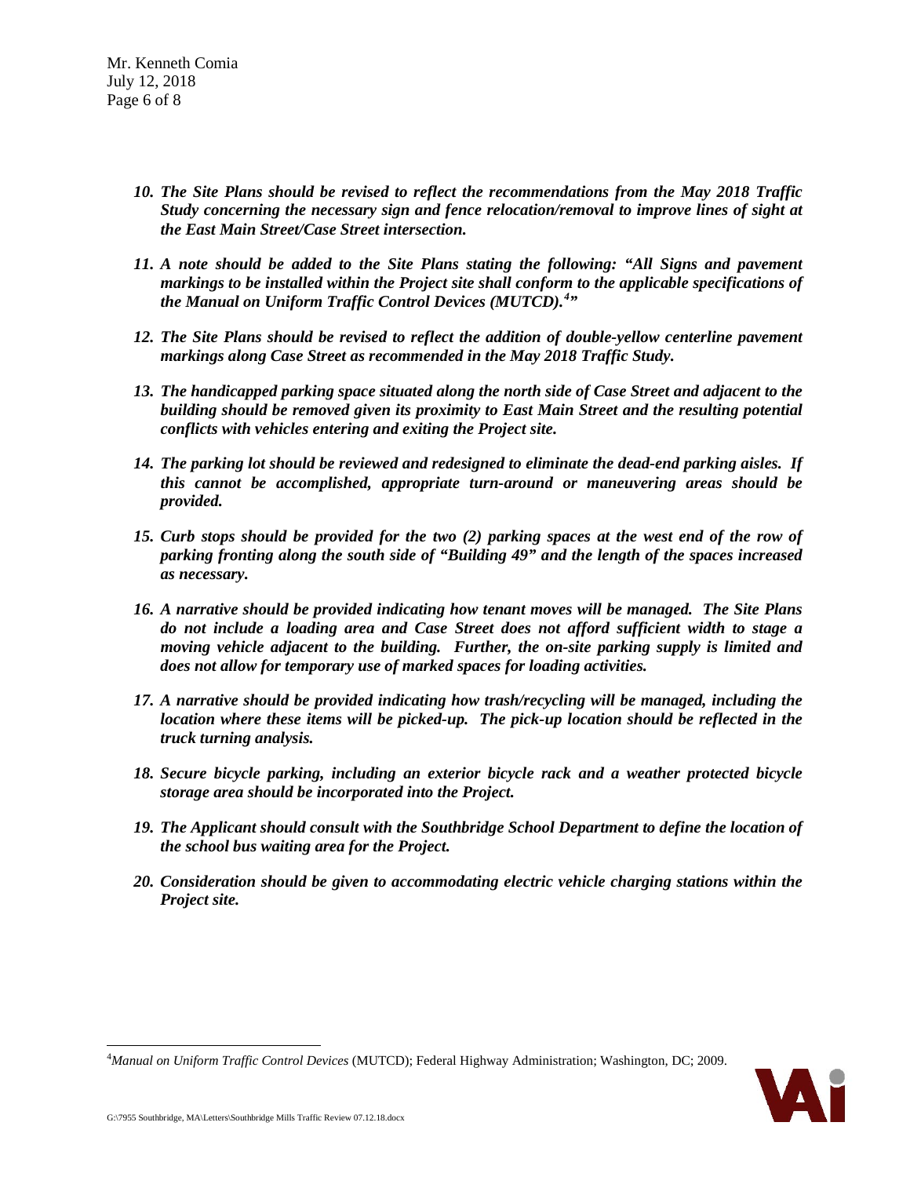10. ***The Site Plans should be revised to reflect the recommendations from the May 2018 Traffic Study concerning the necessary sign and fence relocation/removal to improve lines of sight at the East Main Street/Case Street intersection.***

11. ***A note should be added to the Site Plans stating the following: "All Signs and pavement markings to be installed within the Project site shall conform to the applicable specifications of the Manual on Uniform Traffic Control Devices (MUTCD).[4]"***

12. ***The Site Plans should be revised to reflect the addition of double-yellow centerline pavement markings along Case Street as recommended in the May 2018 Traffic Study.***

13. ***The handicapped parking space situated along the north side of Case Street and adjacent to the building should be removed given its proximity to East Main Street and the resulting potential conflicts with vehicles entering and exiting the Project site.***

14. ***The parking lot should be reviewed and redesigned to eliminate the dead-end parking aisles. If this cannot be accomplished, appropriate turn-around or maneuvering areas should be provided.***

15. ***Curb stops should be provided for the two (2) parking spaces at the west end of the row of parking fronting along the south side of "Building 49" and the length of the spaces increased as necessary.***

16. ***A narrative should be provided indicating how tenant moves will be managed. The Site Plans do not include a loading area and Case Street does not afford sufficient width to stage a moving vehicle adjacent to the building. Further, the on-site parking supply is limited and does not allow for temporary use of marked spaces for loading activities.***

17. ***A narrative should be provided indicating how trash/recycling will be managed, including the location where these items will be picked-up. The pick-up location should be reflected in the truck turning analysis.***

18. ***Secure bicycle parking, including an exterior bicycle rack and a weather protected bicycle storage area should be incorporated into the Project.***

19. ***The Applicant should consult with the Southbridge School Department to define the location of the school bus waiting area for the Project.***

20. ***Consideration should be given to accommodating electric vehicle charging stations within the Project site.***

---

[4] *Manual on Uniform Traffic Control Devices* (MUTCD); Federal Highway Administration; Washington, DC; 2009.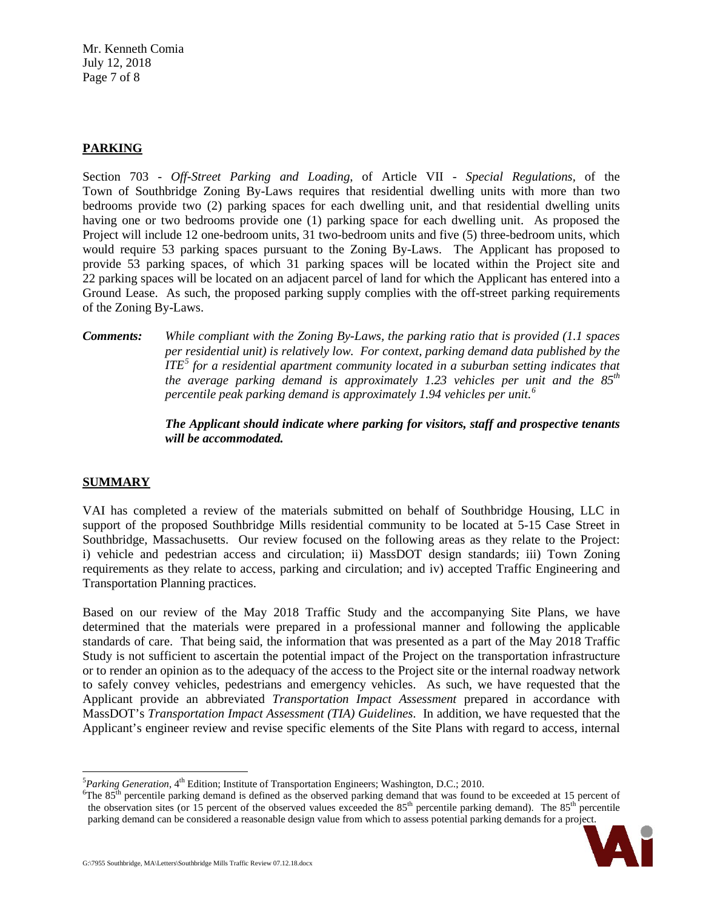## PARKING

Section 703 - *Off-Street Parking and Loading*, of Article VII - *Special Regulations*, of the Town of Southbridge Zoning By-Laws requires that residential dwelling units with more than two bedrooms provide two (2) parking spaces for each dwelling unit, and that residential dwelling units having one or two bedrooms provide one (1) parking space for each dwelling unit. As proposed the Project will include 12 one-bedroom units, 31 two-bedroom units and five (5) three-bedroom units, which would require 53 parking spaces pursuant to the Zoning By-Laws. The Applicant has proposed to provide 53 parking spaces, of which 31 parking spaces will be located within the Project site and 22 parking spaces will be located on an adjacent parcel of land for which the Applicant has entered into a Ground Lease. As such, the proposed parking supply complies with the off-street parking requirements of the Zoning By-Laws.

***Comments:*** *While compliant with the Zoning By-Laws, the parking ratio that is provided (1.1 spaces per residential unit) is relatively low. For context, parking demand data published by the ITE[5] for a residential apartment community located in a suburban setting indicates that the average parking demand is approximately 1.23 vehicles per unit and the 85th percentile peak parking demand is approximately 1.94 vehicles per unit.[6]*

***The Applicant should indicate where parking for visitors, staff and prospective tenants will be accommodated.***

## SUMMARY

VAI has completed a review of the materials submitted on behalf of Southbridge Housing, LLC in support of the proposed Southbridge Mills residential community to be located at 5-15 Case Street in Southbridge, Massachusetts. Our review focused on the following areas as they relate to the Project: i) vehicle and pedestrian access and circulation; ii) MassDOT design standards; iii) Town Zoning requirements as they relate to access, parking and circulation; and iv) accepted Traffic Engineering and Transportation Planning practices.

Based on our review of the May 2018 Traffic Study and the accompanying Site Plans, we have determined that the materials were prepared in a professional manner and following the applicable standards of care. That being said, the information that was presented as a part of the May 2018 Traffic Study is not sufficient to ascertain the potential impact of the Project on the transportation infrastructure or to render an opinion as to the adequacy of the access to the Project site or the internal roadway network to safely convey vehicles, pedestrians and emergency vehicles. As such, we have requested that the Applicant provide an abbreviated *Transportation Impact Assessment* prepared in accordance with MassDOT's *Transportation Impact Assessment (TIA) Guidelines*. In addition, we have requested that the Applicant's engineer review and revise specific elements of the Site Plans with regard to access, internal

---

[5] *Parking Generation*, 4th Edition; Institute of Transportation Engineers; Washington, D.C.; 2010.

[6] The 85th percentile parking demand is defined as the observed parking demand that was found to be exceeded at 15 percent of the observation sites (or 15 percent of the observed values exceeded the 85th percentile parking demand). The 85th percentile parking demand can be considered a reasonable design value from which to assess potential parking demands for a project.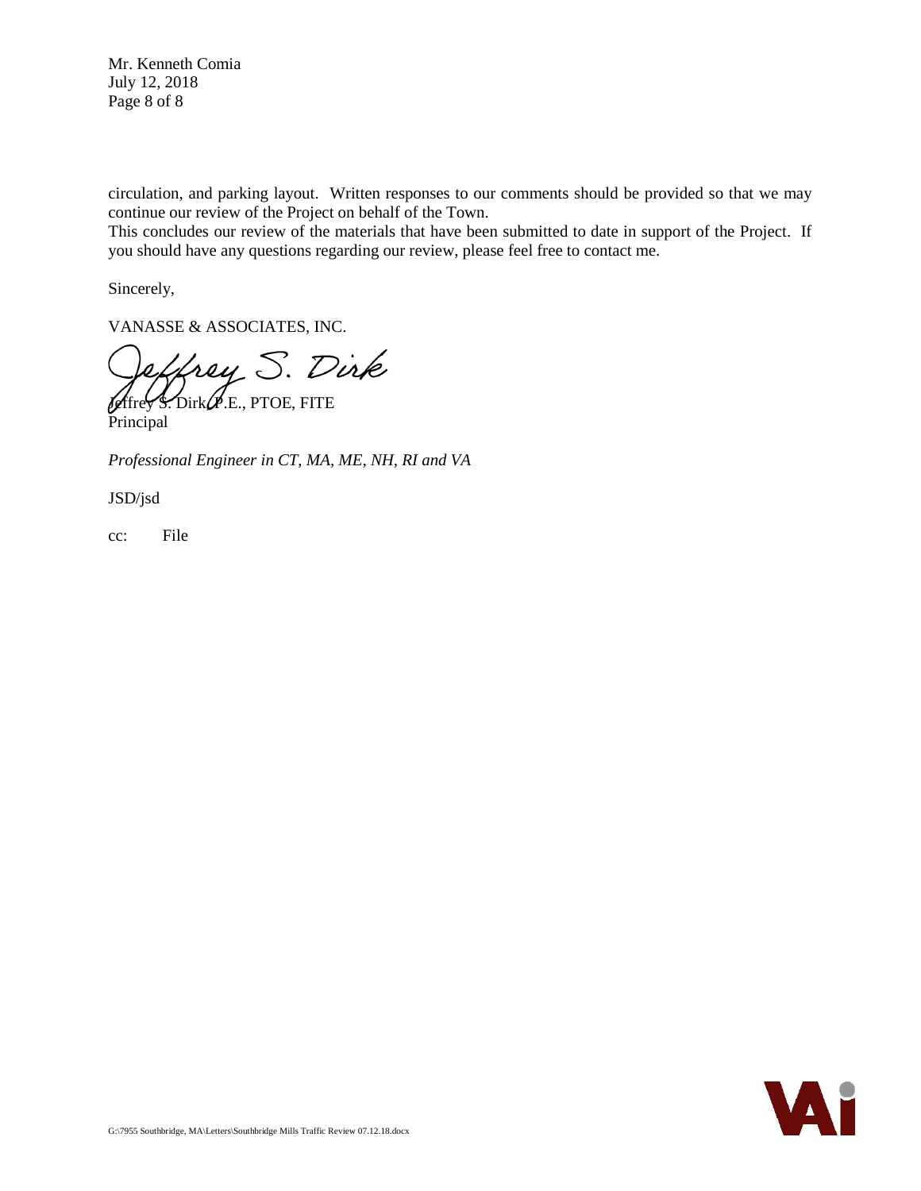circulation, and parking layout. Written responses to our comments should be provided so that we may continue our review of the Project on behalf of the Town.

This concludes our review of the materials that have been submitted to date in support of the Project. If you should have any questions regarding our review, please feel free to contact me.

Sincerely,

VANASSE & ASSOCIATES, INC.

Jeffrey S. Dirk, P.E., PTOE, FITE
Principal

*Professional Engineer in CT, MA, ME, NH, RI and VA*

JSD/jsd

cc: File

G:\7955 Southbridge, MA\Letters\Southbridge Mills Traffic Review 07.12.18.docx